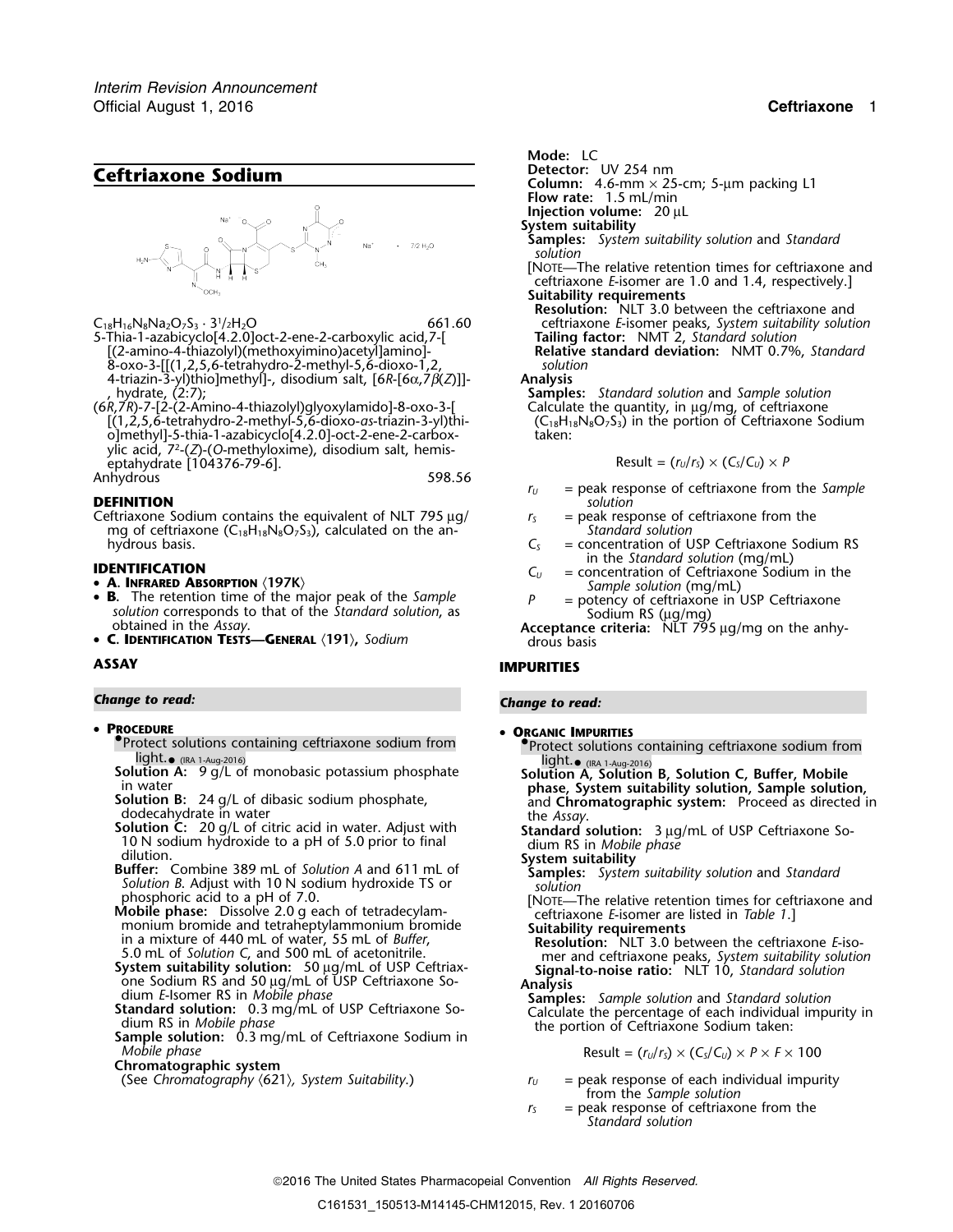# Ceftriaxone Sodium

$C_{18}H_{16}N_8Na_2O_7S_3 \cdot 3^1/_2H_2O$ 661.60

5-Thia-1-azabicyclo[4.2.0]oct-2-ene-2-carboxylic acid,7-[[(2-amino-4-thiazolyl)(methoxyimino)acetyl]amino]-8-oxo-3-[[(1,2,5,6-tetrahydro-2-methyl-5,6-dioxo-1,2,4-triazin-3-yl)thio]methyl]-, disodium salt, [6*R*-[6α,7β(*Z*)]]-, hydrate, (2:7);

(6*R*,7*R*)-7-[2-(2-Amino-4-thiazolyl)glyoxylamido]-8-oxo-3-[[(1,2,5,6-tetrahydro-2-methyl-5,6-dioxo-*as*-triazin-3-yl)thio]methyl]-5-thia-1-azabicyclo[4.2.0]-oct-2-ene-2-carboxylic acid, $7^2$-(*Z*)-(*O*-methyloxime), disodium salt, hemiseptahydrate [104376-79-6].

Anhydrous 598.56

## DEFINITION

Ceftriaxone Sodium contains the equivalent of NLT 795 µg/mg of ceftriaxone ($C_{18}H_{18}N_8O_7S_3$), calculated on the anhydrous basis.

## IDENTIFICATION

- **A. Infrared Absorption** ⟨197K⟩
- **B.** The retention time of the major peak of the *Sample solution* corresponds to that of the *Standard solution*, as obtained in the *Assay*.
- **C. Identification Tests—General** ⟨191⟩, *Sodium*

## ASSAY

***Change to read:***

- **Procedure**

  ●Protect solutions containing ceftriaxone sodium from light.● (IRA 1-Aug-2016)

  **Solution A:** 9 g/L of monobasic potassium phosphate in water

  **Solution B:** 24 g/L of dibasic sodium phosphate, dodecahydrate in water

  **Solution C:** 20 g/L of citric acid in water. Adjust with 10 N sodium hydroxide to a pH of 5.0 prior to final dilution.

  **Buffer:** Combine 389 mL of *Solution A* and 611 mL of *Solution B*. Adjust with 10 N sodium hydroxide TS or phosphoric acid to a pH of 7.0.

  **Mobile phase:** Dissolve 2.0 g each of tetradecylammonium bromide and tetraheptylammonium bromide in a mixture of 440 mL of water, 55 mL of *Buffer*, 5.0 mL of *Solution C*, and 500 mL of acetonitrile.

  **System suitability solution:** 50 µg/mL of USP Ceftriaxone Sodium RS and 50 µg/mL of USP Ceftriaxone Sodium *E*-Isomer RS in *Mobile phase*

  **Standard solution:** 0.3 mg/mL of USP Ceftriaxone Sodium RS in *Mobile phase*

  **Sample solution:** 0.3 mg/mL of Ceftriaxone Sodium in *Mobile phase*

  **Chromatographic system**

  (See *Chromatography* ⟨621⟩*, System Suitability*.)

  **Mode:** LC

  **Detector:** UV 254 nm

  **Column:** 4.6-mm × 25-cm; 5-µm packing L1

  **Flow rate:** 1.5 mL/min

  **Injection volume:** 20 µL

  **System suitability**

  **Samples:** *System suitability solution* and *Standard solution*

  [Note—The relative retention times for ceftriaxone and ceftriaxone *E*-isomer are 1.0 and 1.4, respectively.]

  **Suitability requirements**

  **Resolution:** NLT 3.0 between the ceftriaxone and ceftriaxone *E*-isomer peaks, *System suitability solution*

  **Tailing factor:** NMT 2, *Standard solution*

  **Relative standard deviation:** NMT 0.7%, *Standard solution*

  **Analysis**

  **Samples:** *Standard solution* and *Sample solution*

  Calculate the quantity, in µg/mg, of ceftriaxone ($C_{18}H_{18}N_8O_7S_3$) in the portion of Ceftriaxone Sodium taken:

  $$\text{Result} = (r_U/r_S) \times (C_S/C_U) \times P$$

  $r_U$ = peak response of ceftriaxone from the *Sample solution*

  $r_S$ = peak response of ceftriaxone from the *Standard solution*

  $C_S$ = concentration of USP Ceftriaxone Sodium RS in the *Standard solution* (mg/mL)

  $C_U$ = concentration of Ceftriaxone Sodium in the *Sample solution* (mg/mL)

  $P$ = potency of ceftriaxone in USP Ceftriaxone Sodium RS (µg/mg)

  **Acceptance criteria:** NLT 795 µg/mg on the anhydrous basis

## IMPURITIES

***Change to read:***

- **Organic Impurities**

  ●Protect solutions containing ceftriaxone sodium from light.● (IRA 1-Aug-2016)

  **Solution A, Solution B, Solution C, Buffer, Mobile phase, System suitability solution, Sample solution,** and **Chromatographic system:** Proceed as directed in the *Assay*.

  **Standard solution:** 3 µg/mL of USP Ceftriaxone Sodium RS in *Mobile phase*

  **System suitability**

  **Samples:** *System suitability solution* and *Standard solution*

  [Note—The relative retention times for ceftriaxone and ceftriaxone *E*-isomer are listed in *Table 1*.]

  **Suitability requirements**

  **Resolution:** NLT 3.0 between the ceftriaxone *E*-isomer and ceftriaxone peaks, *System suitability solution*

  **Signal-to-noise ratio:** NLT 10, *Standard solution*

  **Analysis**

  **Samples:** *Sample solution* and *Standard solution*

  Calculate the percentage of each individual impurity in the portion of Ceftriaxone Sodium taken:

  $$\text{Result} = (r_U/r_S) \times (C_S/C_U) \times P \times F \times 100$$

  $r_U$ = peak response of each individual impurity from the *Sample solution*

  $r_S$ = peak response of ceftriaxone from the *Standard solution*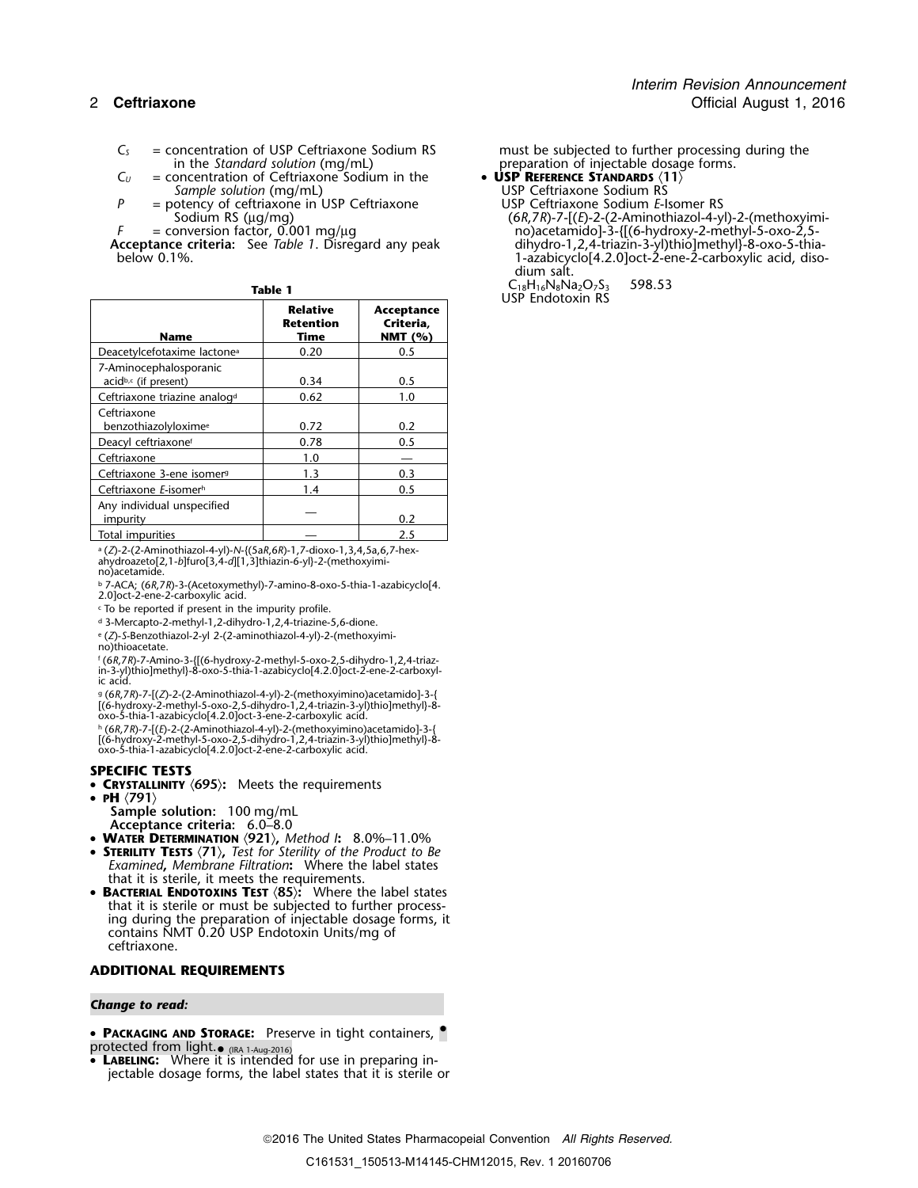$C_S$ = concentration of USP Ceftriaxone Sodium RS in the *Standard solution* (mg/mL)

$C_U$ = concentration of Ceftriaxone Sodium in the *Sample solution* (mg/mL)

$P$ = potency of ceftriaxone in USP Ceftriaxone Sodium RS (µg/mg)

$F$ = conversion factor, 0.001 mg/µg

**Acceptance criteria:** See *Table 1*. Disregard any peak below 0.1%.

**Table 1**

| Name | Relative Retention Time | Acceptance Criteria, NMT (%) |
|---|---|---|
| Deacetylcefotaxime lactone[a] | 0.20 | 0.5 |
| 7-Aminocephalosporanic acid[b,c] (if present) | 0.34 | 0.5 |
| Ceftriaxone triazine analog[d] | 0.62 | 1.0 |
| Ceftriaxone benzothiazolyloxime[e] | 0.72 | 0.2 |
| Deacyl ceftriaxone[f] | 0.78 | 0.5 |
| Ceftriaxone | 1.0 | — |
| Ceftriaxone 3-ene isomer[g] | 1.3 | 0.3 |
| Ceftriaxone *E*-isomer[h] | 1.4 | 0.5 |
| Any individual unspecified impurity | — | 0.2 |
| Total impurities | — | 2.5 |

[a] (*Z*)-2-(2-Aminothiazol-4-yl)-*N*-{(5a*R*,6*R*)-1,7-dioxo-1,3,4,5a,6,7-hexahydroazeto[2,1-*b*]furo[3,4-*d*][1,3]thiazin-6-yl}-2-(methoxyimino)acetamide.

[b] 7-ACA; (6*R*,7*R*)-3-(Acetoxymethyl)-7-amino-8-oxo-5-thia-1-azabicyclo[4.2.0]oct-2-ene-2-carboxylic acid.

[c] To be reported if present in the impurity profile.

[d] 3-Mercapto-2-methyl-1,2-dihydro-1,2,4-triazine-5,6-dione.

[e] (*Z*)-*S*-Benzothiazol-2-yl 2-(2-aminothiazol-4-yl)-2-(methoxyimino)thioacetate.

[f] (6*R*,7*R*)-7-Amino-3-{[(6-hydroxy-2-methyl-5-oxo-2,5-dihydro-1,2,4-triazin-3-yl)thio]methyl}-8-oxo-5-thia-1-azabicyclo[4.2.0]oct-2-ene-2-carboxylic acid.

[g] (6*R*,7*R*)-7-[(*Z*)-2-(2-Aminothiazol-4-yl)-2-(methoxyimino)acetamido]-3-{[(6-hydroxy-2-methyl-5-oxo-2,5-dihydro-1,2,4-triazin-3-yl)thio]methyl}-8-oxo-5-thia-1-azabicyclo[4.2.0]oct-3-ene-2-carboxylic acid.

[h] (6*R*,7*R*)-7-[(*E*)-2-(2-Aminothiazol-4-yl)-2-(methoxyimino)acetamido]-3-{[(6-hydroxy-2-methyl-5-oxo-2,5-dihydro-1,2,4-triazin-3-yl)thio]methyl}-8-oxo-5-thia-1-azabicyclo[4.2.0]oct-2-ene-2-carboxylic acid.

## SPECIFIC TESTS

- **Crystallinity ⟨695⟩:** Meets the requirements
- **pH ⟨791⟩**
  - **Sample solution:** 100 mg/mL
  - **Acceptance criteria:** 6.0–8.0
- **Water Determination ⟨921⟩,** *Method I***:** 8.0%–11.0%
- **Sterility Tests ⟨71⟩,** *Test for Sterility of the Product to Be Examined***,** *Membrane Filtration***:** Where the label states that it is sterile, it meets the requirements.
- **Bacterial Endotoxins Test ⟨85⟩:** Where the label states that it is sterile or must be subjected to further processing during the preparation of injectable dosage forms, it contains NMT 0.20 USP Endotoxin Units/mg of ceftriaxone.

## ADDITIONAL REQUIREMENTS

***Change to read:***

- **Packaging and Storage:** Preserve in tight containers, •protected from light.• (IRA 1-Aug-2016)
- **Labeling:** Where it is intended for use in preparing injectable dosage forms, the label states that it is sterile or must be subjected to further processing during the preparation of injectable dosage forms.
- **USP Reference Standards ⟨11⟩**
  - USP Ceftriaxone Sodium RS
  - USP Ceftriaxone Sodium *E*-Isomer RS
    - (6*R*,7*R*)-7-[(*E*)-2-(2-Aminothiazol-4-yl)-2-(methoxyimino)acetamido]-3-{[(6-hydroxy-2-methyl-5-oxo-2,5-dihydro-1,2,4-triazin-3-yl)thio]methyl}-8-oxo-5-thia-1-azabicyclo[4.2.0]oct-2-ene-2-carboxylic acid, disodium salt.
    - $C_{18}H_{16}N_8Na_2O_7S_3$ 598.53
  - USP Endotoxin RS